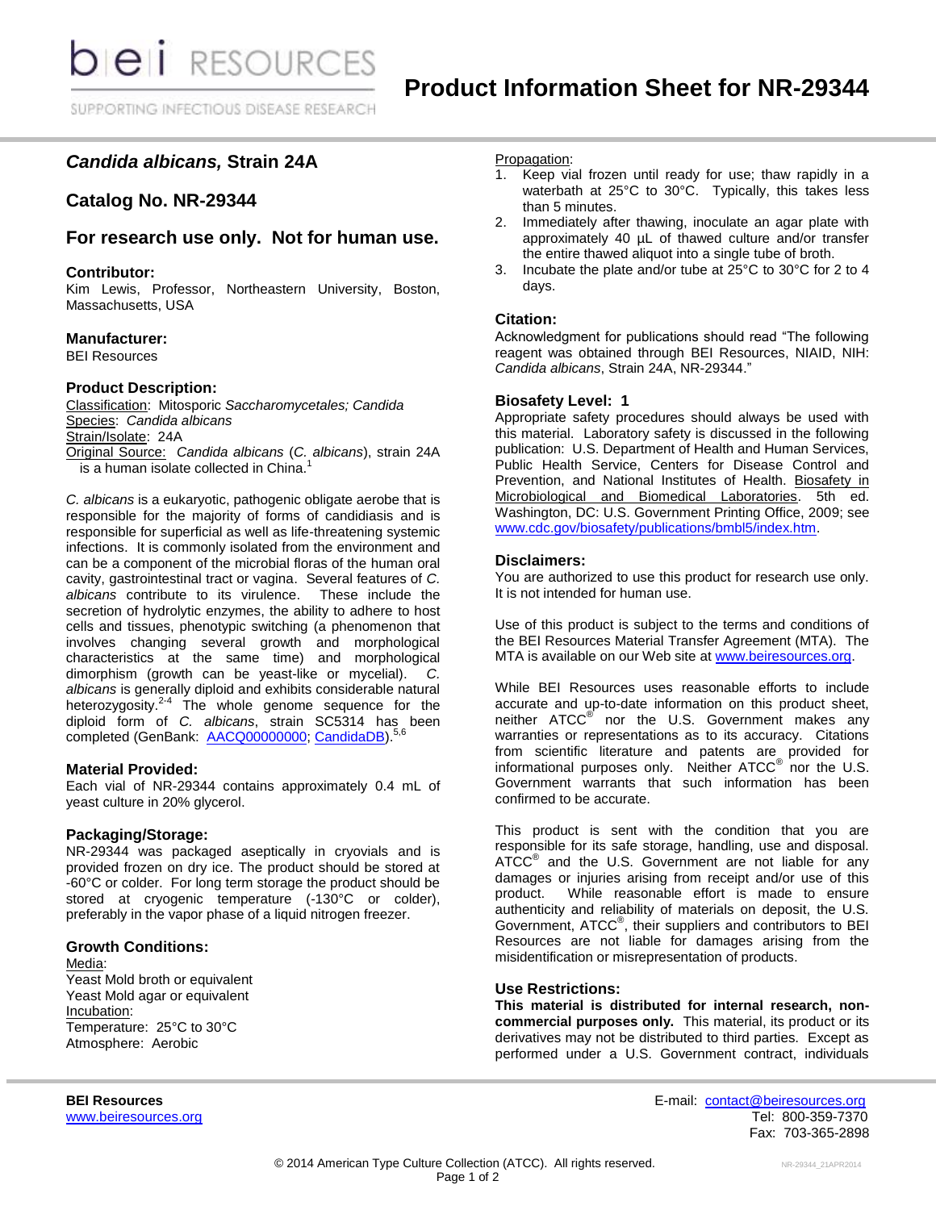# Product Information Sheet for NR-29344

## *Candida albicans,* Strain 24A

## Catalog No. NR-29344

## For research use only. Not for human use.

### Contributor:

Kim Lewis, Professor, Northeastern University, Boston, Massachusetts, USA

### Manufacturer:

BEI Resources

### Product Description:

Classification: Mitosporic *Saccharomycetales; Candida*
Species: *Candida albicans*
Strain/Isolate: 24A
Original Source: *Candida albicans* (*C. albicans*), strain 24A is a human isolate collected in China.[1]

*C. albicans* is a eukaryotic, pathogenic obligate aerobe that is responsible for the majority of forms of candidiasis and is responsible for superficial as well as life-threatening systemic infections. It is commonly isolated from the environment and can be a component of the microbial floras of the human oral cavity, gastrointestinal tract or vagina. Several features of *C. albicans* contribute to its virulence. These include the secretion of hydrolytic enzymes, the ability to adhere to host cells and tissues, phenotypic switching (a phenomenon that involves changing several growth and morphological characteristics at the same time) and morphological dimorphism (growth can be yeast-like or mycelial). *C. albicans* is generally diploid and exhibits considerable natural heterozygosity.[2-4] The whole genome sequence for the diploid form of *C. albicans*, strain SC5314 has been completed (GenBank: AACQ00000000; CandidaDB).[5,6]

### Material Provided:

Each vial of NR-29344 contains approximately 0.4 mL of yeast culture in 20% glycerol.

### Packaging/Storage:

NR-29344 was packaged aseptically in cryovials and is provided frozen on dry ice. The product should be stored at -60°C or colder. For long term storage the product should be stored at cryogenic temperature (-130°C or colder), preferably in the vapor phase of a liquid nitrogen freezer.

### Growth Conditions:

Media:
Yeast Mold broth or equivalent
Yeast Mold agar or equivalent
Incubation:
Temperature: 25°C to 30°C
Atmosphere: Aerobic

Propagation:

1. Keep vial frozen until ready for use; thaw rapidly in a waterbath at 25°C to 30°C. Typically, this takes less than 5 minutes.
2. Immediately after thawing, inoculate an agar plate with approximately 40 µL of thawed culture and/or transfer the entire thawed aliquot into a single tube of broth.
3. Incubate the plate and/or tube at 25°C to 30°C for 2 to 4 days.

### Citation:

Acknowledgment for publications should read "The following reagent was obtained through BEI Resources, NIAID, NIH: *Candida albicans*, Strain 24A, NR-29344."

### Biosafety Level: 1

Appropriate safety procedures should always be used with this material. Laboratory safety is discussed in the following publication: U.S. Department of Health and Human Services, Public Health Service, Centers for Disease Control and Prevention, and National Institutes of Health. Biosafety in Microbiological and Biomedical Laboratories. 5th ed. Washington, DC: U.S. Government Printing Office, 2009; see www.cdc.gov/biosafety/publications/bmbl5/index.htm.

### Disclaimers:

You are authorized to use this product for research use only. It is not intended for human use.

Use of this product is subject to the terms and conditions of the BEI Resources Material Transfer Agreement (MTA). The MTA is available on our Web site at www.beiresources.org.

While BEI Resources uses reasonable efforts to include accurate and up-to-date information on this product sheet, neither ATCC® nor the U.S. Government makes any warranties or representations as to its accuracy. Citations from scientific literature and patents are provided for informational purposes only. Neither ATCC® nor the U.S. Government warrants that such information has been confirmed to be accurate.

This product is sent with the condition that you are responsible for its safe storage, handling, use and disposal. ATCC® and the U.S. Government are not liable for any damages or injuries arising from receipt and/or use of this product. While reasonable effort is made to ensure authenticity and reliability of materials on deposit, the U.S. Government, ATCC®, their suppliers and contributors to BEI Resources are not liable for damages arising from the misidentification or misrepresentation of products.

### Use Restrictions:

**This material is distributed for internal research, non-commercial purposes only.** This material, its product or its derivatives may not be distributed to third parties. Except as performed under a U.S. Government contract, individuals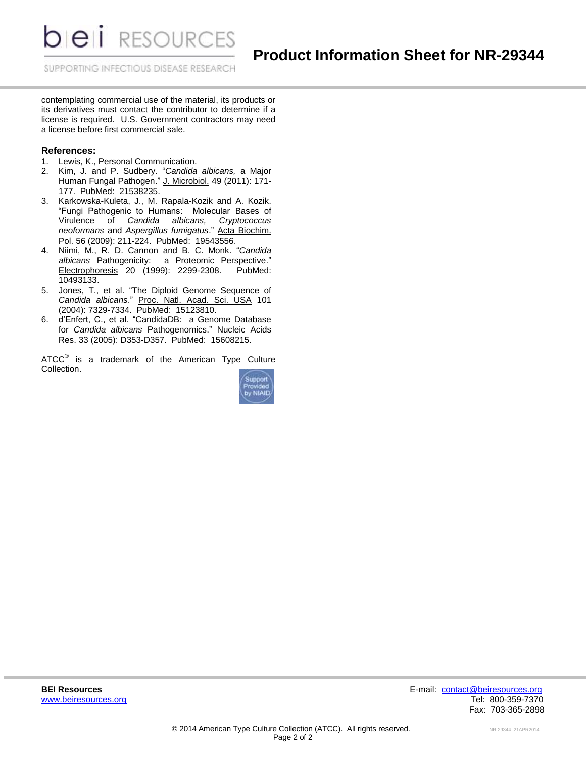contemplating commercial use of the material, its products or its derivatives must contact the contributor to determine if a license is required. U.S. Government contractors may need a license before first commercial sale.

### References:

1. Lewis, K., Personal Communication.
2. Kim, J. and P. Sudbery. "*Candida albicans,* a Major Human Fungal Pathogen." J. Microbiol. 49 (2011): 171-177. PubMed: 21538235.
3. Karkowska-Kuleta, J., M. Rapala-Kozik and A. Kozik. "Fungi Pathogenic to Humans: Molecular Bases of Virulence of *Candida albicans, Cryptococcus neoformans* and *Aspergillus fumigatus*." Acta Biochim. Pol. 56 (2009): 211-224. PubMed: 19543556.
4. Niimi, M., R. D. Cannon and B. C. Monk. "*Candida albicans* Pathogenicity: a Proteomic Perspective." Electrophoresis 20 (1999): 2299-2308. PubMed: 10493133.
5. Jones, T., et al. "The Diploid Genome Sequence of *Candida albicans*." Proc. Natl. Acad. Sci. USA 101 (2004): 7329-7334. PubMed: 15123810.
6. d'Enfert, C., et al. "CandidaDB: a Genome Database for *Candida albicans* Pathogenomics." Nucleic Acids Res. 33 (2005): D353-D357. PubMed: 15608215.

ATCC® is a trademark of the American Type Culture Collection.

Support Provided by NIAID

**BEI Resources**
www.beiresources.org

E-mail: contact@beiresources.org
Tel: 800-359-7370
Fax: 703-365-2898

© 2014 American Type Culture Collection (ATCC). All rights reserved.

NR-29344_21APR2014